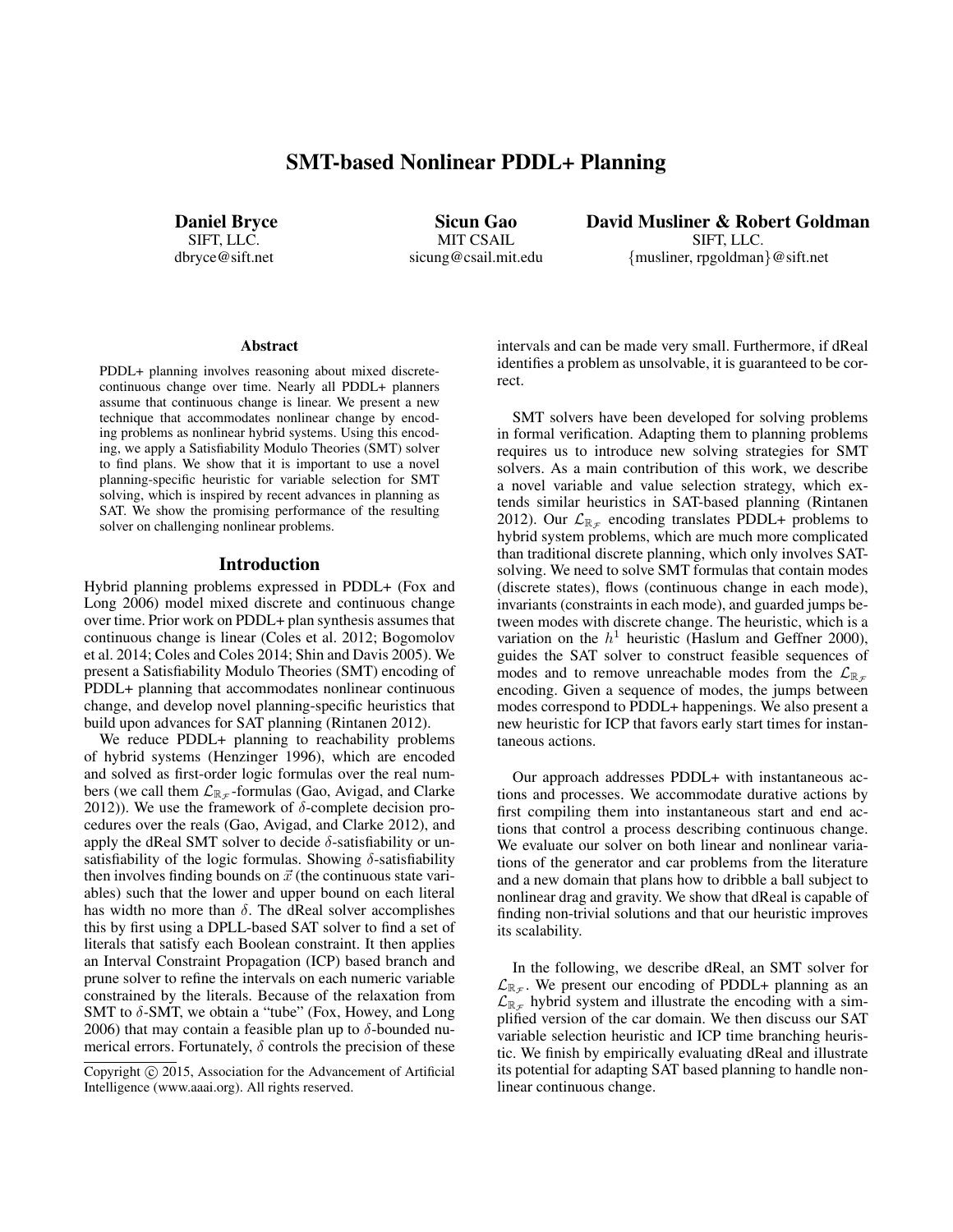# SMT-based Nonlinear PDDL+ Planning

**Daniel Bryce**
SIFT, LLC.
dbryce@sift.net

**Sicun Gao**
MIT CSAIL
sicung@csail.mit.edu

**David Musliner & Robert Goldman**
SIFT, LLC.
{musliner, rpgoldman}@sift.net

## Abstract

PDDL+ planning involves reasoning about mixed discrete-continuous change over time. Nearly all PDDL+ planners assume that continuous change is linear. We present a new technique that accommodates nonlinear change by encoding problems as nonlinear hybrid systems. Using this encoding, we apply a Satisfiability Modulo Theories (SMT) solver to find plans. We show that it is important to use a novel planning-specific heuristic for variable selection for SMT solving, which is inspired by recent advances in planning as SAT. We show the promising performance of the resulting solver on challenging nonlinear problems.

## Introduction

Hybrid planning problems expressed in PDDL+ (Fox and Long 2006) model mixed discrete and continuous change over time. Prior work on PDDL+ plan synthesis assumes that continuous change is linear (Coles et al. 2012; Bogomolov et al. 2014; Coles and Coles 2014; Shin and Davis 2005). We present a Satisfiability Modulo Theories (SMT) encoding of PDDL+ planning that accommodates nonlinear continuous change, and develop novel planning-specific heuristics that build upon advances for SAT planning (Rintanen 2012).

We reduce PDDL+ planning to reachability problems of hybrid systems (Henzinger 1996), which are encoded and solved as first-order logic formulas over the real numbers (we call them $\mathcal{L}_{\mathbb{R}_{\mathcal{F}}}$-formulas (Gao, Avigad, and Clarke 2012)). We use the framework of $\delta$-complete decision procedures over the reals (Gao, Avigad, and Clarke 2012), and apply the dReal SMT solver to decide $\delta$-satisfiability or unsatisfiability of the logic formulas. Showing $\delta$-satisfiability then involves finding bounds on $\vec{x}$ (the continuous state variables) such that the lower and upper bound on each literal has width no more than $\delta$. The dReal solver accomplishes this by first using a DPLL-based SAT solver to find a set of literals that satisfy each Boolean constraint. It then applies an Interval Constraint Propagation (ICP) based branch and prune solver to refine the intervals on each numeric variable constrained by the literals. Because of the relaxation from SMT to $\delta$-SMT, we obtain a "tube" (Fox, Howey, and Long 2006) that may contain a feasible plan up to $\delta$-bounded numerical errors. Fortunately, $\delta$ controls the precision of these intervals and can be made very small. Furthermore, if dReal identifies a problem as unsolvable, it is guaranteed to be correct.

SMT solvers have been developed for solving problems in formal verification. Adapting them to planning problems requires us to introduce new solving strategies for SMT solvers. As a main contribution of this work, we describe a novel variable and value selection strategy, which extends similar heuristics in SAT-based planning (Rintanen 2012). Our $\mathcal{L}_{\mathbb{R}_{\mathcal{F}}}$ encoding translates PDDL+ problems to hybrid system problems, which are much more complicated than traditional discrete planning, which only involves SAT-solving. We need to solve SMT formulas that contain modes (discrete states), flows (continuous change in each mode), invariants (constraints in each mode), and guarded jumps between modes with discrete change. The heuristic, which is a variation on the $h^1$ heuristic (Haslum and Geffner 2000), guides the SAT solver to construct feasible sequences of modes and to remove unreachable modes from the $\mathcal{L}_{\mathbb{R}_{\mathcal{F}}}$ encoding. Given a sequence of modes, the jumps between modes correspond to PDDL+ happenings. We also present a new heuristic for ICP that favors early start times for instantaneous actions.

Our approach addresses PDDL+ with instantaneous actions and processes. We accommodate durative actions by first compiling them into instantaneous start and end actions that control a process describing continuous change. We evaluate our solver on both linear and nonlinear variations of the generator and car problems from the literature and a new domain that plans how to dribble a ball subject to nonlinear drag and gravity. We show that dReal is capable of finding non-trivial solutions and that our heuristic improves its scalability.

In the following, we describe dReal, an SMT solver for $\mathcal{L}_{\mathbb{R}_{\mathcal{F}}}$. We present our encoding of PDDL+ planning as an $\mathcal{L}_{\mathbb{R}_{\mathcal{F}}}$ hybrid system and illustrate the encoding with a simplified version of the car domain. We then discuss our SAT variable selection heuristic and ICP time branching heuristic. We finish by empirically evaluating dReal and illustrate its potential for adapting SAT based planning to handle nonlinear continuous change.

Copyright © 2015, Association for the Advancement of Artificial Intelligence (www.aaai.org). All rights reserved.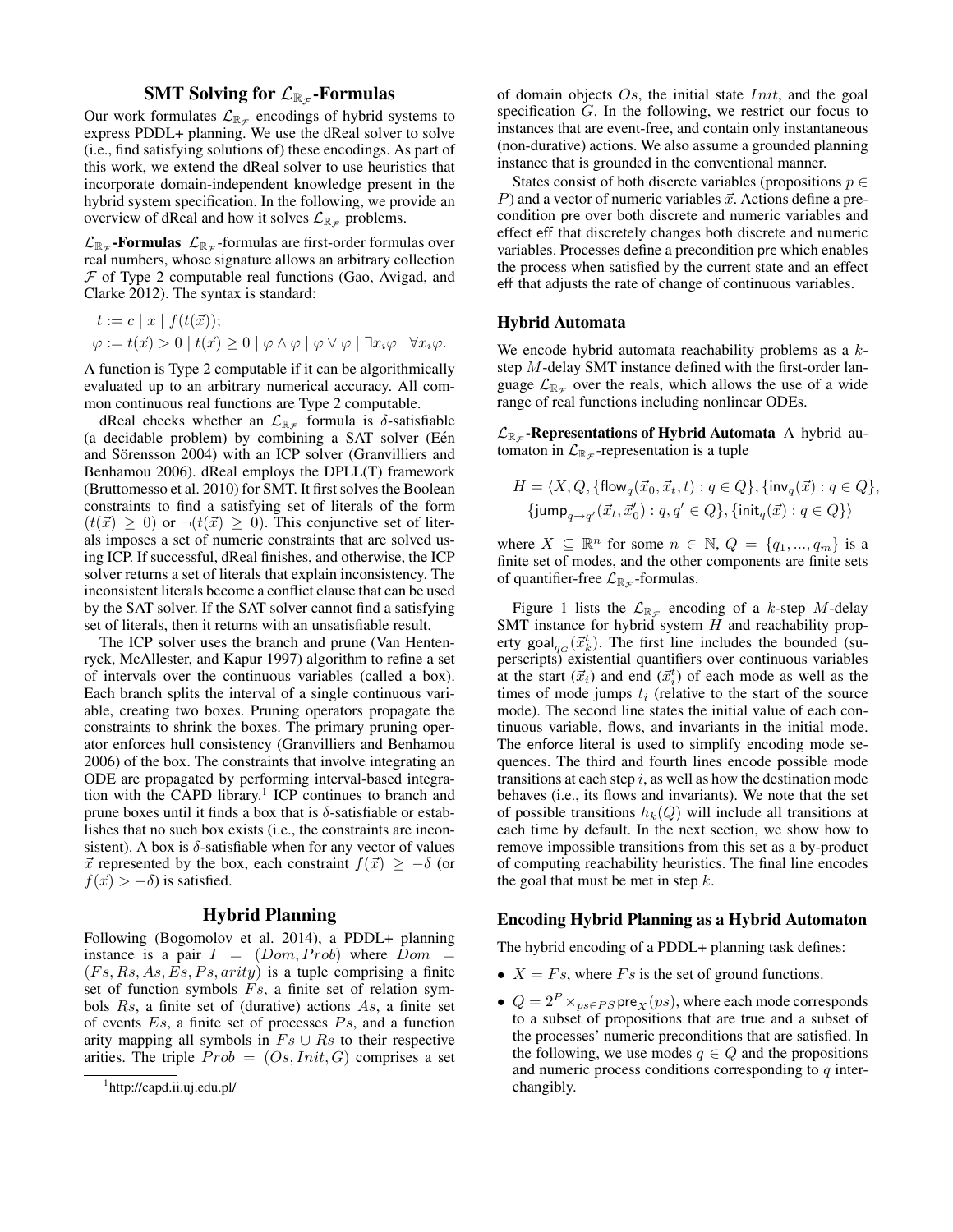## SMT Solving for $\mathcal{L}_{\mathbb{R}_\mathcal{F}}$-Formulas

Our work formulates $\mathcal{L}_{\mathbb{R}_\mathcal{F}}$ encodings of hybrid systems to express PDDL+ planning. We use the dReal solver to solve (i.e., find satisfying solutions of) these encodings. As part of this work, we extend the dReal solver to use heuristics that incorporate domain-independent knowledge present in the hybrid system specification. In the following, we provide an overview of dReal and how it solves $\mathcal{L}_{\mathbb{R}_\mathcal{F}}$ problems.

**$\mathcal{L}_{\mathbb{R}_\mathcal{F}}$-Formulas** $\mathcal{L}_{\mathbb{R}_\mathcal{F}}$-formulas are first-order formulas over real numbers, whose signature allows an arbitrary collection $\mathcal{F}$ of Type 2 computable real functions (Gao, Avigad, and Clarke 2012). The syntax is standard:

$$t := c \mid x \mid f(t(\vec{x}));$$
$$\varphi := t(\vec{x}) > 0 \mid t(\vec{x}) \geq 0 \mid \varphi \wedge \varphi \mid \varphi \vee \varphi \mid \exists x_i \varphi \mid \forall x_i \varphi.$$

A function is Type 2 computable if it can be algorithmically evaluated up to an arbitrary numerical accuracy. All common continuous real functions are Type 2 computable.

dReal checks whether an $\mathcal{L}_{\mathbb{R}_\mathcal{F}}$ formula is $\delta$-satisfiable (a decidable problem) by combining a SAT solver (Eén and Sörensson 2004) with an ICP solver (Granvilliers and Benhamou 2006). dReal employs the DPLL(T) framework (Bruttomesso et al. 2010) for SMT. It first solves the Boolean constraints to find a satisfying set of literals of the form $(t(\vec{x}) \geq 0)$ or $\neg(t(\vec{x}) \geq 0)$. This conjunctive set of literals imposes a set of numeric constraints that are solved using ICP. If successful, dReal finishes, and otherwise, the ICP solver returns a set of literals that explain inconsistency. The inconsistent literals become a conflict clause that can be used by the SAT solver. If the SAT solver cannot find a satisfying set of literals, then it returns with an unsatisfiable result.

The ICP solver uses the branch and prune (Van Hentenryck, McAllester, and Kapur 1997) algorithm to refine a set of intervals over the continuous variables (called a box). Each branch splits the interval of a single continuous variable, creating two boxes. Pruning operators propagate the constraints to shrink the boxes. The primary pruning operator enforces hull consistency (Granvilliers and Benhamou 2006) of the box. The constraints that involve integrating an ODE are propagated by performing interval-based integration with the CAPD library.[1] ICP continues to branch and prune boxes until it finds a box that is $\delta$-satisfiable or establishes that no such box exists (i.e., the constraints are inconsistent). A box is $\delta$-satisfiable when for any vector of values $\vec{x}$ represented by the box, each constraint $f(\vec{x}) \geq -\delta$ (or $f(\vec{x}) > -\delta$) is satisfied.

## Hybrid Planning

Following (Bogomolov et al. 2014), a PDDL+ planning instance is a pair $I = (Dom, Prob)$ where $Dom = (Fs, Rs, As, Es, Ps, arity)$ is a tuple comprising a finite set of function symbols $Fs$, a finite set of relation symbols $Rs$, a finite set of (durative) actions $As$, a finite set of events $Es$, a finite set of processes $Ps$, and a function arity mapping all symbols in $Fs \cup Rs$ to their respective arities. The triple $Prob = (Os, Init, G)$ comprises a set of domain objects $Os$, the initial state $Init$, and the goal specification $G$. In the following, we restrict our focus to instances that are event-free, and contain only instantaneous (non-durative) actions. We also assume a grounded planning instance that is grounded in the conventional manner.

[1] http://capd.ii.uj.edu.pl/

States consist of both discrete variables (propositions $p \in P$) and a vector of numeric variables $\vec{x}$. Actions define a precondition $\mathsf{pre}$ over both discrete and numeric variables and effect $\mathsf{eff}$ that discretely changes both discrete and numeric variables. Processes define a precondition $\mathsf{pre}$ which enables the process when satisfied by the current state and an effect $\mathsf{eff}$ that adjusts the rate of change of continuous variables.

### Hybrid Automata

We encode hybrid automata reachability problems as a $k$-step $M$-delay SMT instance defined with the first-order language $\mathcal{L}_{\mathbb{R}_\mathcal{F}}$ over the reals, which allows the use of a wide range of real functions including nonlinear ODEs.

**$\mathcal{L}_{\mathbb{R}_\mathcal{F}}$-Representations of Hybrid Automata** A hybrid automaton in $\mathcal{L}_{\mathbb{R}_\mathcal{F}}$-representation is a tuple

$$H = \langle X, Q, \{\mathsf{flow}_q(\vec{x}_0, \vec{x}_t, t) : q \in Q\}, \{\mathsf{inv}_q(\vec{x}) : q \in Q\}, \{\mathsf{jump}_{q \to q'}(\vec{x}_t, \vec{x}_0') : q, q' \in Q\}, \{\mathsf{init}_q(\vec{x}) : q \in Q\}\rangle$$

where $X \subseteq \mathbb{R}^n$ for some $n \in \mathbb{N}$, $Q = \{q_1, ..., q_m\}$ is a finite set of modes, and the other components are finite sets of quantifier-free $\mathcal{L}_{\mathbb{R}_\mathcal{F}}$-formulas.

Figure 1 lists the $\mathcal{L}_{\mathbb{R}_\mathcal{F}}$ encoding of a $k$-step $M$-delay SMT instance for hybrid system $H$ and reachability property $\mathsf{goal}_{q_G}(\vec{x}_k^t)$. The first line includes the bounded (superscripts) existential quantifiers over continuous variables at the start ($\vec{x}_i$) and end ($\vec{x}_i^t$) of each mode as well as the times of mode jumps $t_i$ (relative to the start of the source mode). The second line states the initial value of each continuous variable, flows, and invariants in the initial mode. The enforce literal is used to simplify encoding mode sequences. The third and fourth lines encode possible mode transitions at each step $i$, as well as how the destination mode behaves (i.e., its flows and invariants). We note that the set of possible transitions $h_k(Q)$ will include all transitions at each time by default. In the next section, we show how to remove impossible transitions from this set as a by-product of computing reachability heuristics. The final line encodes the goal that must be met in step $k$.

### Encoding Hybrid Planning as a Hybrid Automaton

The hybrid encoding of a PDDL+ planning task defines:

- $X = Fs$, where $Fs$ is the set of ground functions.
- $Q = 2^P \times_{ps \in PS} \mathsf{pre}_X(ps)$, where each mode corresponds to a subset of propositions that are true and a subset of the processes' numeric preconditions that are satisfied. In the following, we use modes $q \in Q$ and the propositions and numeric process conditions corresponding to $q$ interchangibly.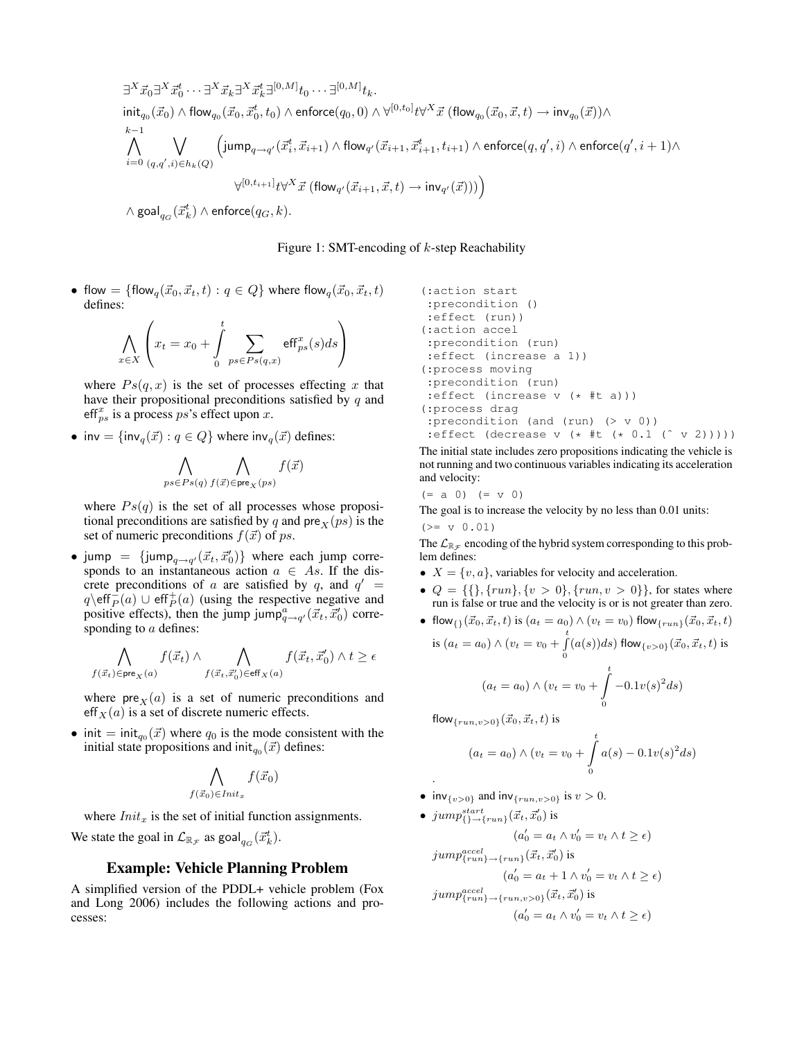$$
\begin{aligned}
&\exists^X \vec{x}_0 \exists^X \vec{x}_0^t \cdots \exists^X \vec{x}_k \exists^X \vec{x}_k^t \exists^{[0,M]} t_0 \cdots \exists^{[0,M]} t_k. \\
&\mathsf{init}_{q_0}(\vec{x}_0) \wedge \mathsf{flow}_{q_0}(\vec{x}_0, \vec{x}_0^t, t_0) \wedge \mathsf{enforce}(q_0, 0) \wedge \forall^{[0,t_0]} t \forall^X \vec{x}\ (\mathsf{flow}_{q_0}(\vec{x}_0, \vec{x}, t) \rightarrow \mathsf{inv}_{q_0}(\vec{x})) \wedge \\
&\bigwedge_{i=0}^{k-1} \bigvee_{(q,q',i) \in h_k(Q)} \Big( \mathsf{jump}_{q \rightarrow q'}(\vec{x}_i^t, \vec{x}_{i+1}) \wedge \mathsf{flow}_{q'}(\vec{x}_{i+1}, \vec{x}_{i+1}^t, t_{i+1}) \wedge \mathsf{enforce}(q, q', i) \wedge \mathsf{enforce}(q', i+1) \wedge \\
&\qquad \forall^{[0,t_{i+1}]} t \forall^X \vec{x}\ (\mathsf{flow}_{q'}(\vec{x}_{i+1}, \vec{x}, t) \rightarrow \mathsf{inv}_{q'}(\vec{x}))) \Big) \\
&\wedge \mathsf{goal}_{q_G}(\vec{x}_k^t) \wedge \mathsf{enforce}(q_G, k).
\end{aligned}
$$

Figure 1: SMT-encoding of $k$-step Reachability

- $\mathsf{flow} = \{\mathsf{flow}_q(\vec{x}_0, \vec{x}_t, t) : q \in Q\}$ where $\mathsf{flow}_q(\vec{x}_0, \vec{x}_t, t)$ defines:

$$\bigwedge_{x \in X} \left( x_t = x_0 + \int_0^t \sum_{ps \in Ps(q,x)} \mathsf{eff}_{ps}^x(s) ds \right)$$

  where $Ps(q, x)$ is the set of processes effecting $x$ that have their propositional preconditions satisfied by $q$ and $\mathsf{eff}_{ps}^x$ is a process $ps$'s effect upon $x$.

- $\mathsf{inv} = \{\mathsf{inv}_q(\vec{x}) : q \in Q\}$ where $\mathsf{inv}_q(\vec{x})$ defines:

$$\bigwedge_{ps \in Ps(q)} \bigwedge_{f(\vec{x}) \in \mathsf{pre}_X(ps)} f(\vec{x})$$

  where $Ps(q)$ is the set of all processes whose propositional preconditions are satisfied by $q$ and $\mathsf{pre}_X(ps)$ is the set of numeric preconditions $f(\vec{x})$ of $ps$.

- $\mathsf{jump} = \{\mathsf{jump}_{q \rightarrow q'}(\vec{x}_t, \vec{x}_0')\}$ where each jump corresponds to an instantaneous action $a \in As$. If the discrete preconditions of $a$ are satisfied by $q$, and $q' = q \backslash \mathsf{eff}_P^-(a) \cup \mathsf{eff}_P^+(a)$ (using the respective negative and positive effects), then the jump $\mathsf{jump}_{q \rightarrow q'}^a(\vec{x}_t, \vec{x}_0')$ corresponding to $a$ defines:

$$\bigwedge_{f(\vec{x}_t) \in \mathsf{pre}_X(a)} f(\vec{x}_t) \wedge \bigwedge_{f(\vec{x}_t, \vec{x}_0') \in \mathsf{eff}_X(a)} f(\vec{x}_t, \vec{x}_0') \wedge t \geq \epsilon$$

  where $\mathsf{pre}_X(a)$ is a set of numeric preconditions and $\mathsf{eff}_X(a)$ is a set of discrete numeric effects.

- $\mathsf{init} = \mathsf{init}_{q_0}(\vec{x})$ where $q_0$ is the mode consistent with the initial state propositions and $\mathsf{init}_{q_0}(\vec{x})$ defines:

$$\bigwedge_{f(\vec{x}_0) \in Init_x} f(\vec{x}_0)$$

  where $Init_x$ is the set of initial function assignments.

We state the goal in $\mathcal{L}_{\mathbb{R}_\mathcal{F}}$ as $\mathsf{goal}_{q_G}(\vec{x}_k^t)$.

## Example: Vehicle Planning Problem

A simplified version of the PDDL+ vehicle problem (Fox and Long 2006) includes the following actions and processes:

```
(:action start
 :precondition ()
 :effect (run))
(:action accel
 :precondition (run)
 :effect (increase a 1))
(:process moving
 :precondition (run)
 :effect (increase v (* #t a)))
(:process drag
 :precondition (and (run) (> v 0))
 :effect (decrease v (* #t (* 0.1 (^ v 2)))))
```

The initial state includes zero propositions indicating the vehicle is not running and two continuous variables indicating its acceleration and velocity:

```
(= a 0) (= v 0)
```

The goal is to increase the velocity by no less than 0.01 units:

```
(>= v 0.01)
```

The $\mathcal{L}_{\mathbb{R}_\mathcal{F}}$ encoding of the hybrid system corresponding to this problem defines:

- $X = \{v, a\}$, variables for velocity and acceleration.
- $Q = \{\{\}, \{run\}, \{v > 0\}, \{run, v > 0\}\}$, for states where run is false or true and the velocity is or is not greater than zero.
- $\mathsf{flow}_{\{\}}(\vec{x}_0, \vec{x}_t, t)$ is $(a_t = a_0) \wedge (v_t = v_0)$ $\mathsf{flow}_{\{run\}}(\vec{x}_0, \vec{x}_t, t)$ is $(a_t = a_0) \wedge (v_t = v_0 + \int_0^t (a(s)) ds)$ $\mathsf{flow}_{\{v>0\}}(\vec{x}_0, \vec{x}_t, t)$ is

$$(a_t = a_0) \wedge (v_t = v_0 + \int_0^t -0.1 v(s)^2 ds)$$

  $\mathsf{flow}_{\{run, v>0\}}(\vec{x}_0, \vec{x}_t, t)$ is

$$(a_t = a_0) \wedge (v_t = v_0 + \int_0^t a(s) - 0.1 v(s)^2 ds)$$

  .

- $\mathsf{inv}_{\{v>0\}}$ and $\mathsf{inv}_{\{run, v>0\}}$ is $v > 0$.
- $jump_{\{\} \rightarrow \{run\}}^{start}(\vec{x}_t, \vec{x}_0')$ is

$$(a_0' = a_t \wedge v_0' = v_t \wedge t \geq \epsilon)$$

  $jump_{\{run\} \rightarrow \{run\}}^{accel}(\vec{x}_t, \vec{x}_0')$ is

$$(a_0' = a_t + 1 \wedge v_0' = v_t \wedge t \geq \epsilon)$$

  $jump_{\{run\} \rightarrow \{run, v>0\}}^{accel}(\vec{x}_t, \vec{x}_0')$ is

$$(a_0' = a_t \wedge v_0' = v_t \wedge t \geq \epsilon)$$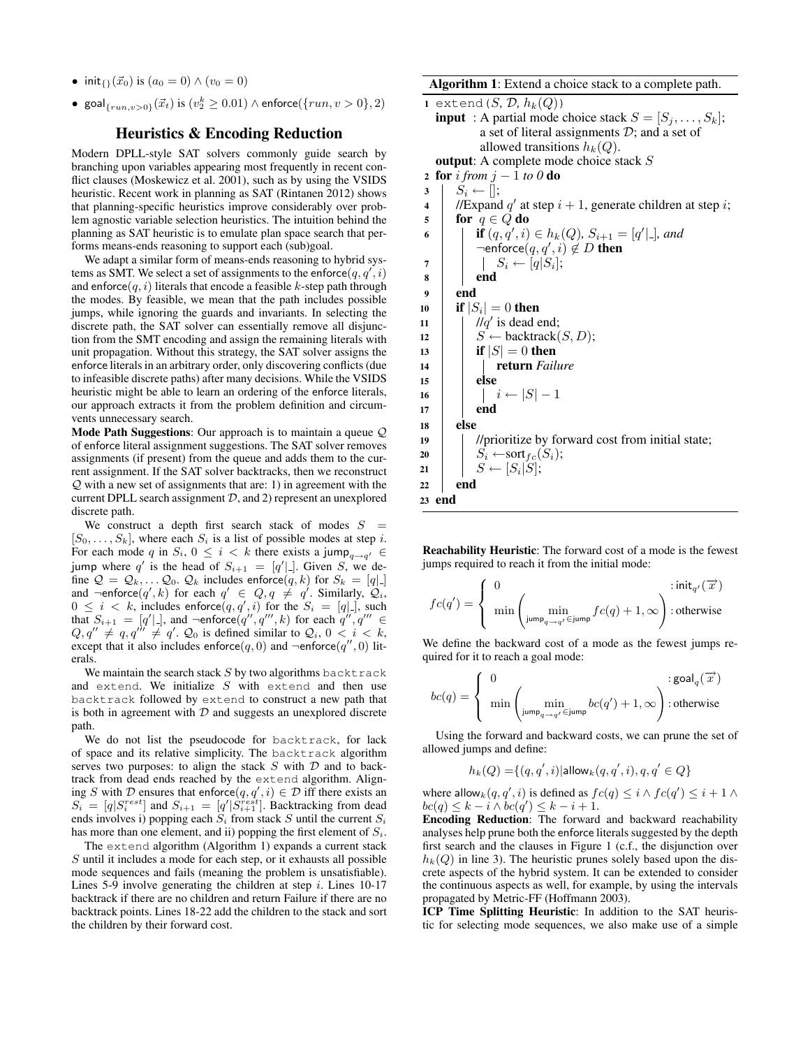- $\mathsf{init}_{\{\}}(\vec{x}_0)$ is $(a_0 = 0) \wedge (v_0 = 0)$
- $\mathsf{goal}_{\{run, v>0\}}(\vec{x}_t)$ is $(v_2^k \geq 0.01) \wedge \mathsf{enforce}(\{run, v > 0\}, 2)$

## Heuristics & Encoding Reduction

Modern DPLL-style SAT solvers commonly guide search by branching upon variables appearing most frequently in recent conflict clauses (Moskewicz et al. 2001), such as by using the VSIDS heuristic. Recent work in planning as SAT (Rintanen 2012) shows that planning-specific heuristics improve considerably over problem agnostic variable selection heuristics. The intuition behind the planning as SAT heuristic is to emulate plan space search that performs means-ends reasoning to support each (sub)goal.

We adapt a similar form of means-ends reasoning to hybrid systems as SMT. We select a set of assignments to the $\mathsf{enforce}(q, q', i)$ and $\mathsf{enforce}(q, i)$ literals that encode a feasible $k$-step path through the modes. By feasible, we mean that the path includes possible jumps, while ignoring the guards and invariants. In selecting the discrete path, the SAT solver can essentially remove all disjunction from the SMT encoding and assign the remaining literals with unit propagation. Without this strategy, the SAT solver assigns the enforce literals in an arbitrary order, only discovering conflicts (due to infeasible discrete paths) after many decisions. While the VSIDS heuristic might be able to learn an ordering of the enforce literals, our approach extracts it from the problem definition and circumvents unnecessary search.

**Mode Path Suggestions**: Our approach is to maintain a queue $\mathcal{Q}$ of enforce literal assignment suggestions. The SAT solver removes assignments (if present) from the queue and adds them to the current assignment. If the SAT solver backtracks, then we reconstruct $\mathcal{Q}$ with a new set of assignments that are: 1) in agreement with the current DPLL search assignment $\mathcal{D}$, and 2) represent an unexplored discrete path.

We construct a depth first search stack of modes $S = [S_0, \ldots, S_k]$, where each $S_i$ is a list of possible modes at step $i$. For each mode $q$ in $S_i$, $0 \leq i < k$ there exists a $\mathsf{jump}_{q \to q'} \in \mathsf{jump}$ where $q'$ is the head of $S_{i+1} = [q'|\_]$. Given $S$, we define $\mathcal{Q} = \mathcal{Q}_k, \ldots \mathcal{Q}_0$. $\mathcal{Q}_k$ includes $\mathsf{enforce}(q, k)$ for $S_k = [q|\_]$ and $\neg\mathsf{enforce}(q', k)$ for each $q' \in Q, q \neq q'$. Similarly, $\mathcal{Q}_i$, $0 \leq i < k$, includes $\mathsf{enforce}(q, q', i)$ for the $S_i = [q|\_]$, such that $S_{i+1} = [q'|\_]$, and $\neg\mathsf{enforce}(q'', q''', k)$ for each $q'', q''' \in Q, q'' \neq q, q''' \neq q'$. $\mathcal{Q}_0$ is defined similar to $\mathcal{Q}_i$, $0 < i < k$, except that it also includes $\mathsf{enforce}(q, 0)$ and $\neg\mathsf{enforce}(q'', 0)$ literals.

We maintain the search stack $S$ by two algorithms `backtrack` and `extend`. We initialize $S$ with `extend` and then use `backtrack` followed by `extend` to construct a new path that is both in agreement with $\mathcal{D}$ and suggests an unexplored discrete path.

We do not list the pseudocode for `backtrack`, for lack of space and its relative simplicity. The `backtrack` algorithm serves two purposes: to align the stack $S$ with $\mathcal{D}$ and to backtrack from dead ends reached by the `extend` algorithm. Aligning $S$ with $\mathcal{D}$ ensures that $\mathsf{enforce}(q, q', i) \in \mathcal{D}$ iff there exists an $S_i = [q|S_i^{rest}]$ and $S_{i+1} = [q'|S_{i+1}^{rest}]$. Backtracking from dead ends involves i) popping each $S_i$ from stack $S$ until the current $S_i$ has more than one element, and ii) popping the first element of $S_i$.

The `extend` algorithm (Algorithm 1) expands a current stack $S$ until it includes a mode for each step, or it exhausts all possible mode sequences and fails (meaning the problem is unsatisfiable). Lines 5-9 involve generating the children at step $i$. Lines 10-17 backtrack if there are no children and return Failure if there are no backtrack points. Lines 18-22 add the children to the stack and sort the children by their forward cost.

**Algorithm 1**: Extend a choice stack to a complete path.

```
1  extend(S, D, h_k(Q))
   input : A partial mode choice stack S = [S_j, ..., S_k];
           a set of literal assignments D; and a set of
           allowed transitions h_k(Q).
   output: A complete mode choice stack S
2  for i from j − 1 to 0 do
3      S_i ← [];
4      //Expand q' at step i + 1, generate children at step i;
5      for q ∈ Q do
6          if (q, q', i) ∈ h_k(Q), S_{i+1} = [q'|_], and
           ¬enforce(q, q', i) ∉ D then
7              S_i ← [q|S_i];
8          end
9      end
10     if |S_i| = 0 then
11         //q' is dead end;
12         S ← backtrack(S, D);
13         if |S| = 0 then
14             return Failure
15         else
16             i ← |S| − 1
17         end
18     else
19         //prioritize by forward cost from initial state;
20         S_i ← sort_fc(S_i);
21         S ← [S_i|S];
22     end
23 end
```

**Reachability Heuristic**: The forward cost of a mode is the fewest jumps required to reach it from the initial mode:

$$fc(q') = \begin{cases} 0 & : \mathsf{init}_{q'}(\overrightarrow{x}) \\ \min\left( \min\limits_{\mathsf{jump}_{q \to q'} \in \mathsf{jump}} fc(q) + 1, \infty \right) & : \text{otherwise} \end{cases}$$

We define the backward cost of a mode as the fewest jumps required for it to reach a goal mode:

$$bc(q) = \begin{cases} 0 & : \mathsf{goal}_q(\overrightarrow{x}) \\ \min\left( \min\limits_{\mathsf{jump}_{q \to q'} \in \mathsf{jump}} bc(q') + 1, \infty \right) & : \text{otherwise} \end{cases}$$

Using the forward and backward costs, we can prune the set of allowed jumps and define:

$$h_k(Q) = \{(q, q', i) | \mathsf{allow}_k(q, q', i), q, q' \in Q\}$$

where $\mathsf{allow}_k(q, q', i)$ is defined as $fc(q) \leq i \wedge fc(q') \leq i + 1 \wedge bc(q) \leq k - i \wedge bc(q') \leq k - i + 1$.

**Encoding Reduction**: The forward and backward reachability analyses help prune both the enforce literals suggested by the depth first search and the clauses in Figure 1 (c.f., the disjunction over $h_k(Q)$ in line 3). The heuristic prunes solely based upon the discrete aspects of the hybrid system. It can be extended to consider the continuous aspects as well, for example, by using the intervals propagated by Metric-FF (Hoffmann 2003).

**ICP Time Splitting Heuristic**: In addition to the SAT heuristic for selecting mode sequences, we also make use of a simple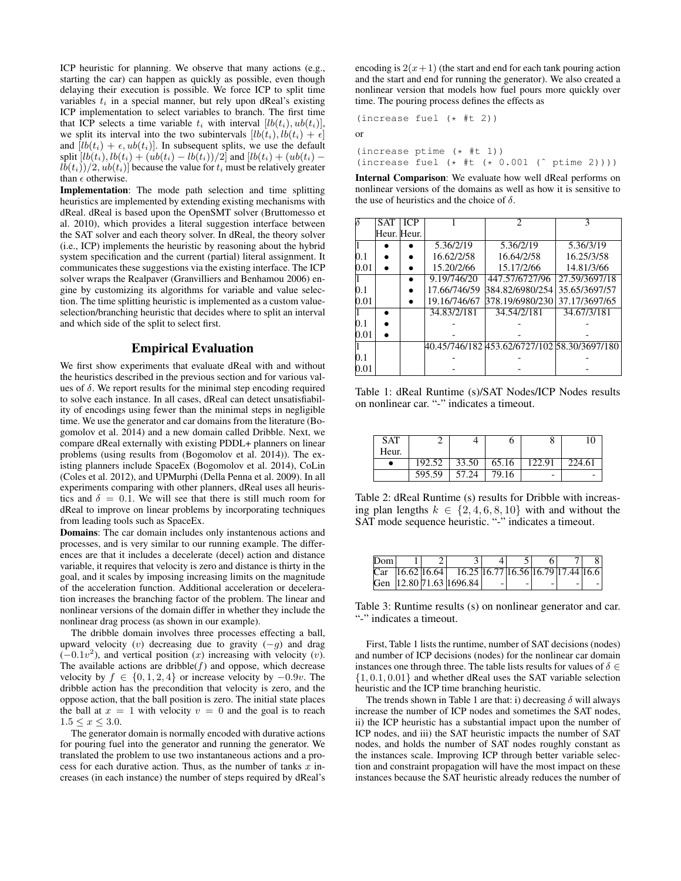ICP heuristic for planning. We observe that many actions (e.g., starting the car) can happen as quickly as possible, even though delaying their execution is possible. We force ICP to split time variables $t_i$ in a special manner, but rely upon dReal's existing ICP implementation to select variables to branch. The first time that ICP selects a time variable $t_i$ with interval $[lb(t_i), ub(t_i)]$, we split its interval into the two subintervals $[lb(t_i), lb(t_i) + \epsilon]$ and $[lb(t_i) + \epsilon, ub(t_i)]$. In subsequent splits, we use the default split $[lb(t_i), lb(t_i) + (ub(t_i) - lb(t_i))/2]$ and $[lb(t_i) + (ub(t_i) - lb(t_i))/2, ub(t_i)]$ because the value for $t_i$ must be relatively greater than $\epsilon$ otherwise.

**Implementation**: The mode path selection and time splitting heuristics are implemented by extending existing mechanisms with dReal. dReal is based upon the OpenSMT solver (Bruttomesso et al. 2010), which provides a literal suggestion interface between the SAT solver and each theory solver. In dReal, the theory solver (i.e., ICP) implements the heuristic by reasoning about the hybrid system specification and the current (partial) literal assignment. It communicates these suggestions via the existing interface. The ICP solver wraps the Realpaver (Granvilliers and Benhamou 2006) engine by customizing its algorithms for variable and value selection. The time splitting heuristic is implemented as a custom value-selection/branching heuristic that decides where to split an interval and which side of the split to select first.

## Empirical Evaluation

We first show experiments that evaluate dReal with and without the heuristics described in the previous section and for various values of $\delta$. We report results for the minimal step encoding required to solve each instance. In all cases, dReal can detect unsatisfiability of encodings using fewer than the minimal steps in negligible time. We use the generator and car domains from the literature (Bogomolov et al. 2014) and a new domain called Dribble. Next, we compare dReal externally with existing PDDL+ planners on linear problems (using results from (Bogomolov et al. 2014)). The existing planners include SpaceEx (Bogomolov et al. 2014), CoLin (Coles et al. 2012), and UPMurphi (Della Penna et al. 2009). In all experiments comparing with other planners, dReal uses all heuristics and $\delta = 0.1$. We will see that there is still much room for dReal to improve on linear problems by incorporating techniques from leading tools such as SpaceEx.

**Domains**: The car domain includes only instantenous actions and processes, and is very similar to our running example. The differences are that it includes a decelerate (decel) action and distance variable, it requires that velocity is zero and distance is thirty in the goal, and it scales by imposing increasing limits on the magnitude of the acceleration function. Additional acceleration or deceleration increases the branching factor of the problem. The linear and nonlinear versions of the domain differ in whether they include the nonlinear drag process (as shown in our example).

The dribble domain involves three processes effecting a ball, upward velocity ($v$) decreasing due to gravity ($-g$) and drag ($-0.1v^2$), and vertical position ($x$) increasing with velocity ($v$). The available actions are dribble($f$) and oppose, which decrease velocity by $f \in \{0, 1, 2, 4\}$ or increase velocity by $-0.9v$. The dribble action has the precondition that velocity is zero, and the oppose action, that the ball position is zero. The initial state places the ball at $x = 1$ with velocity $v = 0$ and the goal is to reach $1.5 \leq x \leq 3.0$.

The generator domain is normally encoded with durative actions for pouring fuel into the generator and running the generator. We translated the problem to use two instantaneous actions and a process for each durative action. Thus, as the number of tanks $x$ increases (in each instance) the number of steps required by dReal's encoding is $2(x+1)$ (the start and end for each tank pouring action and the start and end for running the generator). We also created a nonlinear version that models how fuel pours more quickly over time. The pouring process defines the effects as

```
(increase fuel (* #t 2))
```

or

```
(increase ptime (* #t 1))
(increase fuel (* #t (* 0.001 (^ ptime 2))))
```

**Internal Comparison**: We evaluate how well dReal performs on nonlinear versions of the domains as well as how it is sensitive to the use of heuristics and the choice of $\delta$.

| $\delta$ | SAT Heur. | ICP Heur. | 1 | 2 | 3 |
|---|---|---|---|---|---|
| 1 | • | • | 5.36/2/19 | 5.36/2/19 | 5.36/3/19 |
| 0.1 | • | • | 16.62/2/58 | 16.64/2/58 | 16.25/3/58 |
| 0.01 | • | • | 15.20/2/66 | 15.17/2/66 | 14.81/3/66 |
| 1 | | • | 9.19/746/20 | 447.57/6727/96 | 27.59/3697/18 |
| 0.1 | | • | 17.66/746/59 | 384.82/6980/254 | 35.65/3697/57 |
| 0.01 | | • | 19.16/746/67 | 378.19/6980/230 | 37.17/3697/65 |
| 1 | • | | 34.83/2/181 | 34.54/2/181 | 34.67/3/181 |
| 0.1 | • | | - | - | - |
| 0.01 | • | | - | - | - |
| 1 | | | 40.45/746/182 | 453.62/6727/102 | 58.30/3697/180 |
| 0.1 | | | - | - | - |
| 0.01 | | | - | - | - |

Table 1: dReal Runtime (s)/SAT Nodes/ICP Nodes results on nonlinear car. "-" indicates a timeout.

| SAT Heur. | 2 | 4 | 6 | 8 | 10 |
|---|---|---|---|---|---|
| • | 192.52 | 33.50 | 65.16 | 122.91 | 224.61 |
| | 595.59 | 57.24 | 79.16 | - | - |

Table 2: dReal Runtime (s) results for Dribble with increasing plan lengths $k \in \{2, 4, 6, 8, 10\}$ with and without the SAT mode sequence heuristic. "-" indicates a timeout.

| Dom | 1 | 2 | 3 | 4 | 5 | 6 | 7 | 8 |
|---|---|---|---|---|---|---|---|---|
| Car | 16.62 | 16.64 | 16.25 | 16.77 | 16.56 | 16.79 | 17.44 | 16.6 |
| Gen | 12.80 | 71.63 | 1696.84 | - | - | - | - | - |

Table 3: Runtime results (s) on nonlinear generator and car. "-" indicates a timeout.

First, Table 1 lists the runtime, number of SAT decisions (nodes) and number of ICP decisions (nodes) for the nonlinear car domain instances one through three. The table lists results for values of $\delta \in \{1, 0.1, 0.01\}$ and whether dReal uses the SAT variable selection heuristic and the ICP time branching heuristic.

The trends shown in Table 1 are that: i) decreasing $\delta$ will always increase the number of ICP nodes and sometimes the SAT nodes, ii) the ICP heuristic has a substantial impact upon the number of ICP nodes, and iii) the SAT heuristic impacts the number of SAT nodes, and holds the number of SAT nodes roughly constant as the instances scale. Improving ICP through better variable selection and constraint propagation will have the most impact on these instances because the SAT heuristic already reduces the number of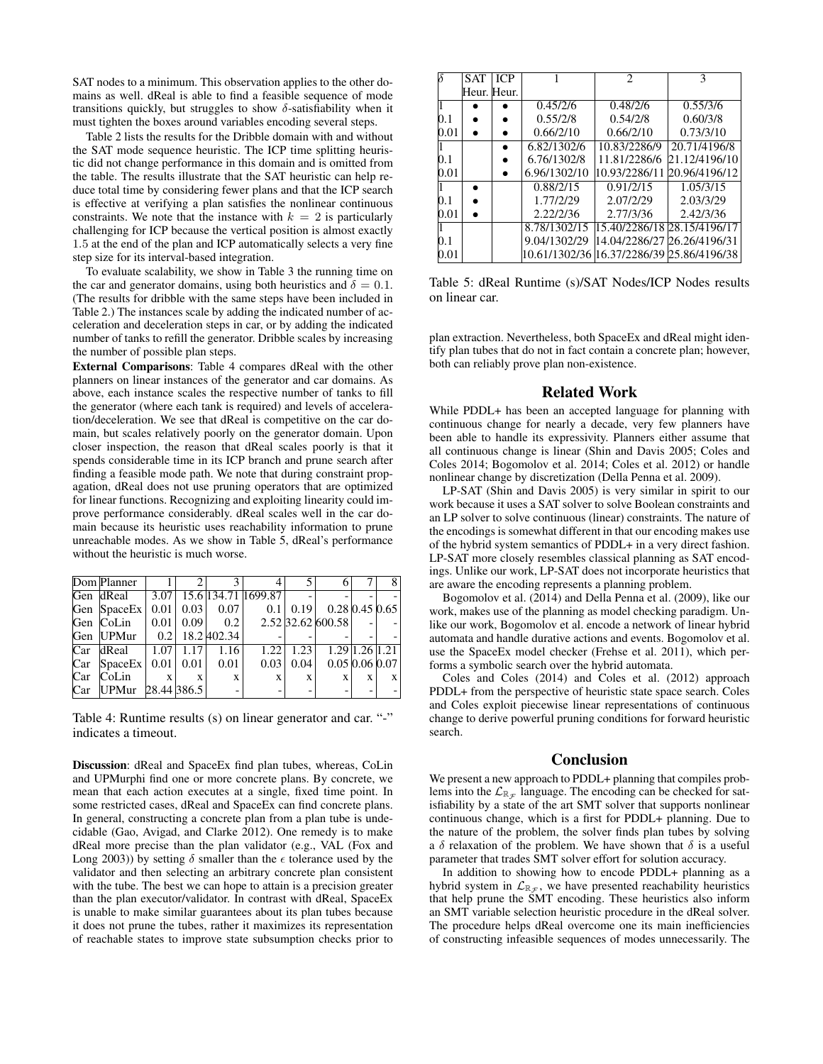SAT nodes to a minimum. This observation applies to the other domains as well. dReal is able to find a feasible sequence of mode transitions quickly, but struggles to show $\delta$-satisfiability when it must tighten the boxes around variables encoding several steps.

Table 2 lists the results for the Dribble domain with and without the SAT mode sequence heuristic. The ICP time splitting heuristic did not change performance in this domain and is omitted from the table. The results illustrate that the SAT heuristic can help reduce total time by considering fewer plans and that the ICP search is effective at verifying a plan satisfies the nonlinear continuous constraints. We note that the instance with $k = 2$ is particularly challenging for ICP because the vertical position is almost exactly 1.5 at the end of the plan and ICP automatically selects a very fine step size for its interval-based integration.

To evaluate scalability, we show in Table 3 the running time on the car and generator domains, using both heuristics and $\delta = 0.1$. (The results for dribble with the same steps have been included in Table 2.) The instances scale by adding the indicated number of acceleration and deceleration steps in car, or by adding the indicated number of tanks to refill the generator. Dribble scales by increasing the number of possible plan steps.

**External Comparisons**: Table 4 compares dReal with the other planners on linear instances of the generator and car domains. As above, each instance scales the respective number of tanks to fill the generator (where each tank is required) and levels of acceleration/deceleration. We see that dReal is competitive on the car domain, but scales relatively poorly on the generator domain. Upon closer inspection, the reason that dReal scales poorly is that it spends considerable time in its ICP branch and prune search after finding a feasible mode path. We note that during constraint propagation, dReal does not use pruning operators that are optimized for linear functions. Recognizing and exploiting linearity could improve performance considerably. dReal scales well in the car domain because its heuristic uses reachability information to prune unreachable modes. As we show in Table 5, dReal's performance without the heuristic is much worse.

| Dom | Planner | 1 | 2 | 3 | 4 | 5 | 6 | 7 | 8 |
|---|---|---|---|---|---|---|---|---|---|
| Gen | dReal | 3.07 | 15.6 | 134.71 | 1699.87 | - | - | - | - |
| Gen | SpaceEx | 0.01 | 0.03 | 0.07 | 0.1 | 0.19 | 0.28 | 0.45 | 0.65 |
| Gen | CoLin | 0.01 | 0.09 | 0.2 | 2.52 | 32.62 | 600.58 | - | - |
| Gen | UPMur | 0.2 | 18.2 | 402.34 | - | - | - | - | - |
| Car | dReal | 1.07 | 1.17 | 1.16 | 1.22 | 1.23 | 1.29 | 1.26 | 1.21 |
| Car | SpaceEx | 0.01 | 0.01 | 0.01 | 0.03 | 0.04 | 0.05 | 0.06 | 0.07 |
| Car | CoLin | x | x | x | x | x | x | x | x |
| Car | UPMur | 28.44 | 386.5 | - | - | - | - | - | - |

Table 4: Runtime results (s) on linear generator and car. "-" indicates a timeout.

**Discussion**: dReal and SpaceEx find plan tubes, whereas, CoLin and UPMurphi find one or more concrete plans. By concrete, we mean that each action executes at a single, fixed time point. In some restricted cases, dReal and SpaceEx can find concrete plans. In general, constructing a concrete plan from a plan tube is undecidable (Gao, Avigad, and Clarke 2012). One remedy is to make dReal more precise than the plan validator (e.g., VAL (Fox and Long 2003)) by setting $\delta$ smaller than the $\epsilon$ tolerance used by the validator and then selecting an arbitrary concrete plan consistent with the tube. The best we can hope to attain is a precision greater than the plan executor/validator. In contrast with dReal, SpaceEx is unable to make similar guarantees about its plan tubes because it does not prune the tubes, rather it maximizes its representation of reachable states to improve state subsumption checks prior to plan extraction. Nevertheless, both SpaceEx and dReal might identify plan tubes that do not in fact contain a concrete plan; however, both can reliably prove plan non-existence.

| $\delta$ | SAT Heur. | ICP Heur. | 1 | 2 | 3 |
|---|---|---|---|---|---|
| 1 | • | • | 0.45/2/6 | 0.48/2/6 | 0.55/3/6 |
| 0.1 | • | • | 0.55/2/8 | 0.54/2/8 | 0.60/3/8 |
| 0.01 | • | • | 0.66/2/10 | 0.66/2/10 | 0.73/3/10 |
| 1 | | • | 6.82/1302/6 | 10.83/2286/9 | 20.71/4196/8 |
| 0.1 | | • | 6.76/1302/8 | 11.81/2286/6 | 21.12/4196/10 |
| 0.01 | | • | 6.96/1302/10 | 10.93/2286/11 | 20.96/4196/12 |
| 1 | • | | 0.88/2/15 | 0.91/2/15 | 1.05/3/15 |
| 0.1 | • | | 1.77/2/29 | 2.07/2/29 | 2.03/3/29 |
| 0.01 | • | | 2.22/2/36 | 2.77/3/36 | 2.42/3/36 |
| 1 | | | 8.78/1302/15 | 15.40/2286/18 | 28.15/4196/17 |
| 0.1 | | | 9.04/1302/29 | 14.04/2286/27 | 26.26/4196/31 |
| 0.01 | | | 10.61/1302/36 | 16.37/2286/39 | 25.86/4196/38 |

Table 5: dReal Runtime (s)/SAT Nodes/ICP Nodes results on linear car.

## Related Work

While PDDL+ has been an accepted language for planning with continuous change for nearly a decade, very few planners have been able to handle its expressivity. Planners either assume that all continuous change is linear (Shin and Davis 2005; Coles and Coles 2014; Bogomolov et al. 2014; Coles et al. 2012) or handle nonlinear change by discretization (Della Penna et al. 2009).

LP-SAT (Shin and Davis 2005) is very similar in spirit to our work because it uses a SAT solver to solve Boolean constraints and an LP solver to solve continuous (linear) constraints. The nature of the encodings is somewhat different in that our encoding makes use of the hybrid system semantics of PDDL+ in a very direct fashion. LP-SAT more closely resembles classical planning as SAT encodings. Unlike our work, LP-SAT does not incorporate heuristics that are aware the encoding represents a planning problem.

Bogomolov et al. (2014) and Della Penna et al. (2009), like our work, makes use of the planning as model checking paradigm. Unlike our work, Bogomolov et al. encode a network of linear hybrid automata and handle durative actions and events. Bogomolov et al. use the SpaceEx model checker (Frehse et al. 2011), which performs a symbolic search over the hybrid automata.

Coles and Coles (2014) and Coles et al. (2012) approach PDDL+ from the perspective of heuristic state space search. Coles and Coles exploit piecewise linear representations of continuous change to derive powerful pruning conditions for forward heuristic search.

## Conclusion

We present a new approach to PDDL+ planning that compiles problems into the $\mathcal{L}_{\mathbb{R}_{\mathcal{F}}}$ language. The encoding can be checked for satisfiability by a state of the art SMT solver that supports nonlinear continuous change, which is a first for PDDL+ planning. Due to the nature of the problem, the solver finds plan tubes by solving a $\delta$ relaxation of the problem. We have shown that $\delta$ is a useful parameter that trades SMT solver effort for solution accuracy.

In addition to showing how to encode PDDL+ planning as a hybrid system in $\mathcal{L}_{\mathbb{R}_{\mathcal{F}}}$, we have presented reachability heuristics that help prune the SMT encoding. These heuristics also inform an SMT variable selection heuristic procedure in the dReal solver. The procedure helps dReal overcome one its main inefficiencies of constructing infeasible sequences of modes unnecessarily. The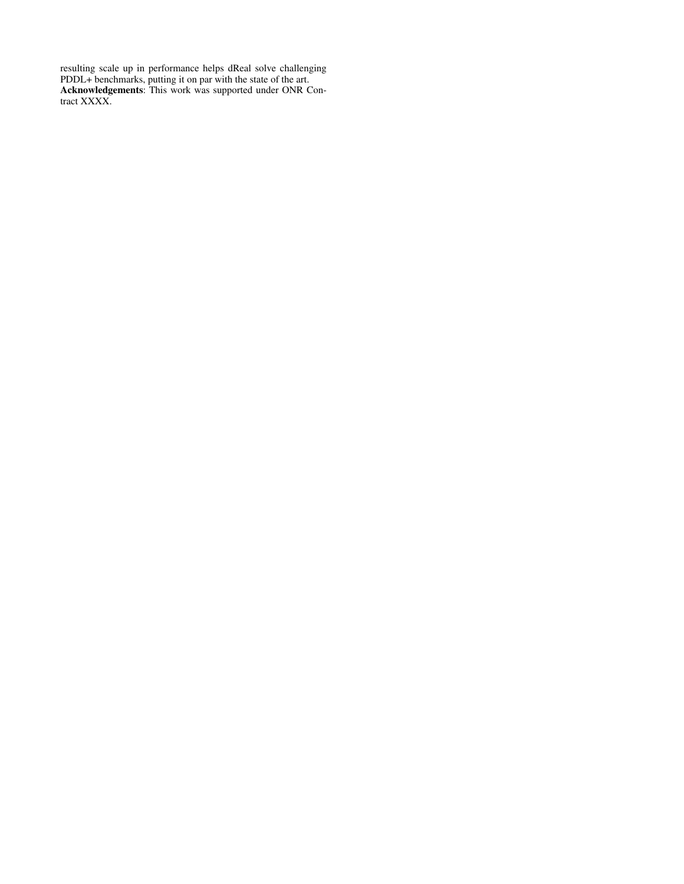resulting scale up in performance helps dReal solve challenging PDDL+ benchmarks, putting it on par with the state of the art.

**Acknowledgements**: This work was supported under ONR Contract XXXX.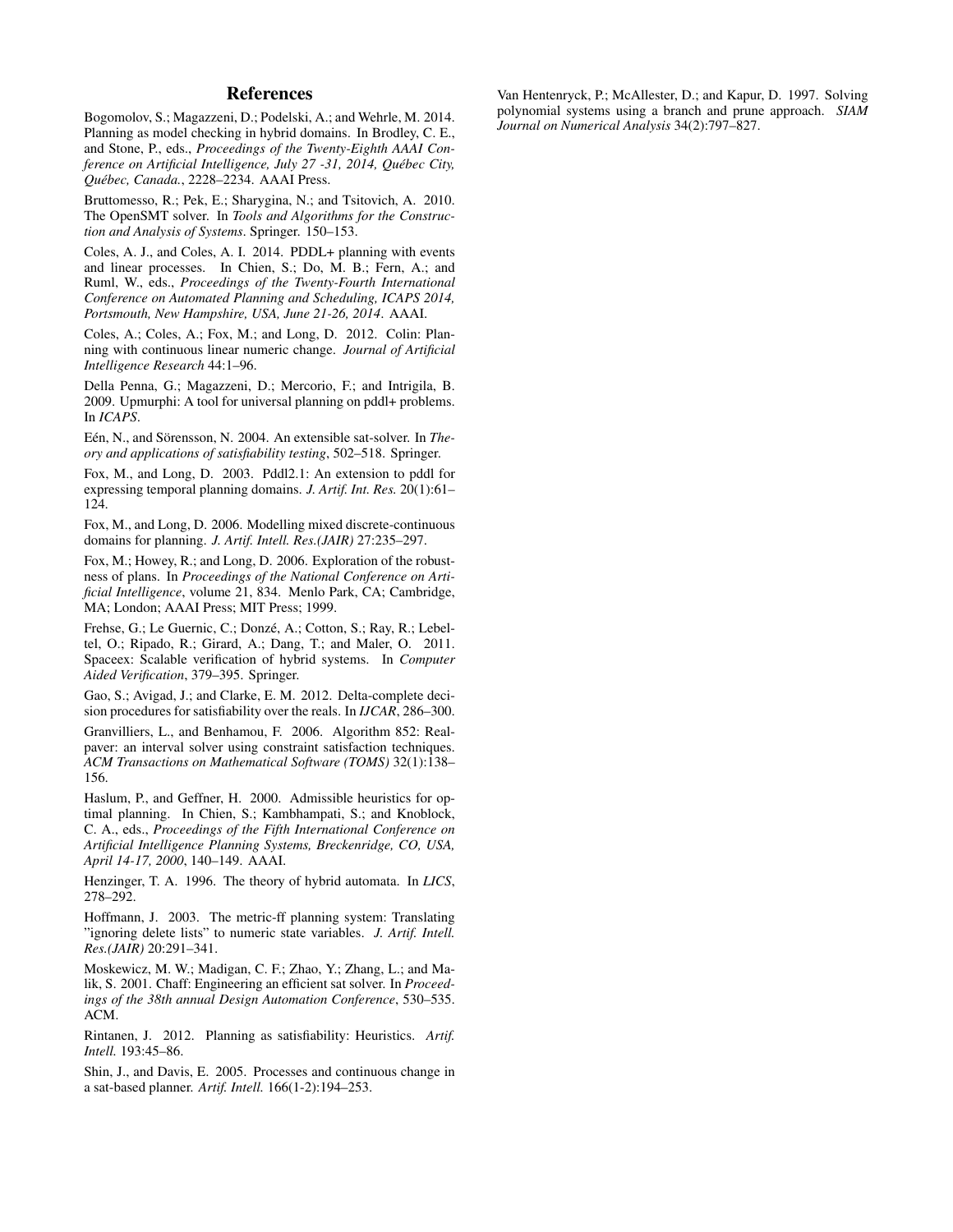## References

Bogomolov, S.; Magazzeni, D.; Podelski, A.; and Wehrle, M. 2014. Planning as model checking in hybrid domains. In Brodley, C. E., and Stone, P., eds., *Proceedings of the Twenty-Eighth AAAI Conference on Artificial Intelligence, July 27 -31, 2014, Québec City, Québec, Canada.*, 2228–2234. AAAI Press.

Bruttomesso, R.; Pek, E.; Sharygina, N.; and Tsitovich, A. 2010. The OpenSMT solver. In *Tools and Algorithms for the Construction and Analysis of Systems*. Springer. 150–153.

Coles, A. J., and Coles, A. I. 2014. PDDL+ planning with events and linear processes. In Chien, S.; Do, M. B.; Fern, A.; and Ruml, W., eds., *Proceedings of the Twenty-Fourth International Conference on Automated Planning and Scheduling, ICAPS 2014, Portsmouth, New Hampshire, USA, June 21-26, 2014*. AAAI.

Coles, A.; Coles, A.; Fox, M.; and Long, D. 2012. Colin: Planning with continuous linear numeric change. *Journal of Artificial Intelligence Research* 44:1–96.

Della Penna, G.; Magazzeni, D.; Mercorio, F.; and Intrigila, B. 2009. Upmurphi: A tool for universal planning on pddl+ problems. In *ICAPS*.

Eén, N., and Sörensson, N. 2004. An extensible sat-solver. In *Theory and applications of satisfiability testing*, 502–518. Springer.

Fox, M., and Long, D. 2003. Pddl2.1: An extension to pddl for expressing temporal planning domains. *J. Artif. Int. Res.* 20(1):61–124.

Fox, M., and Long, D. 2006. Modelling mixed discrete-continuous domains for planning. *J. Artif. Intell. Res.(JAIR)* 27:235–297.

Fox, M.; Howey, R.; and Long, D. 2006. Exploration of the robustness of plans. In *Proceedings of the National Conference on Artificial Intelligence*, volume 21, 834. Menlo Park, CA; Cambridge, MA; London; AAAI Press; MIT Press; 1999.

Frehse, G.; Le Guernic, C.; Donzé, A.; Cotton, S.; Ray, R.; Lebeltel, O.; Ripado, R.; Girard, A.; Dang, T.; and Maler, O. 2011. Spaceex: Scalable verification of hybrid systems. In *Computer Aided Verification*, 379–395. Springer.

Gao, S.; Avigad, J.; and Clarke, E. M. 2012. Delta-complete decision procedures for satisfiability over the reals. In *IJCAR*, 286–300.

Granvilliers, L., and Benhamou, F. 2006. Algorithm 852: Realpaver: an interval solver using constraint satisfaction techniques. *ACM Transactions on Mathematical Software (TOMS)* 32(1):138–156.

Haslum, P., and Geffner, H. 2000. Admissible heuristics for optimal planning. In Chien, S.; Kambhampati, S.; and Knoblock, C. A., eds., *Proceedings of the Fifth International Conference on Artificial Intelligence Planning Systems, Breckenridge, CO, USA, April 14-17, 2000*, 140–149. AAAI.

Henzinger, T. A. 1996. The theory of hybrid automata. In *LICS*, 278–292.

Hoffmann, J. 2003. The metric-ff planning system: Translating "ignoring delete lists" to numeric state variables. *J. Artif. Intell. Res.(JAIR)* 20:291–341.

Moskewicz, M. W.; Madigan, C. F.; Zhao, Y.; Zhang, L.; and Malik, S. 2001. Chaff: Engineering an efficient sat solver. In *Proceedings of the 38th annual Design Automation Conference*, 530–535. ACM.

Rintanen, J. 2012. Planning as satisfiability: Heuristics. *Artif. Intell.* 193:45–86.

Shin, J., and Davis, E. 2005. Processes and continuous change in a sat-based planner. *Artif. Intell.* 166(1-2):194–253.

Van Hentenryck, P.; McAllester, D.; and Kapur, D. 1997. Solving polynomial systems using a branch and prune approach. *SIAM Journal on Numerical Analysis* 34(2):797–827.